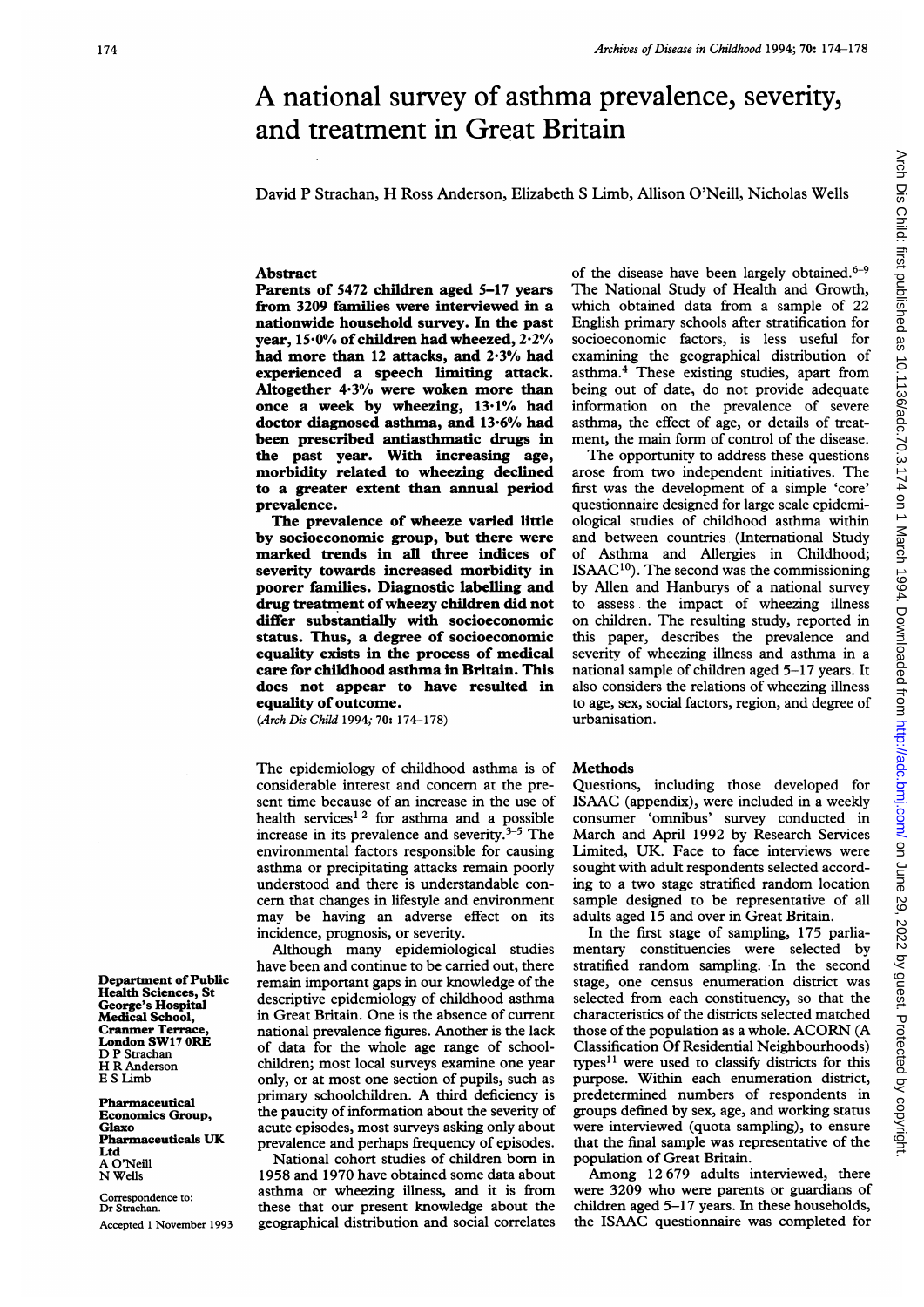# A national survey of asthma prevalence, severity, and treatment in Great Britain

David P Strachan, H Ross Anderson, Elizabeth S Limb, Allison O'Neill, Nicholas Wells

## Abstract

**Parents of 5472 children aged 5–17 years from 3209 families were interviewed in a nationwide household survey. In the past year, 15·0% of children had wheezed, 2·2% had more than 12 attacks, and 2·3% had experienced a speech limiting attack. Altogether 4·3% were woken more than once a week by wheezing, 13·1% had doctor diagnosed asthma, and 13·6% had been prescribed antiasthmatic drugs in the past year. With increasing age, morbidity related to wheezing declined to a greater extent than annual period prevalence.**

**The prevalence of wheeze varied little by socioeconomic group, but there were marked trends in all three indices of severity towards increased morbidity in poorer families. Diagnostic labelling and drug treatment of wheezy children did not differ substantially with socioeconomic status. Thus, a degree of socioeconomic equality exists in the process of medical care for childhood asthma in Britain. This does not appear to have resulted in equality of outcome.**

(*Arch Dis Child* 1994; 70: 174–178)

The epidemiology of childhood asthma is of considerable interest and concern at the present time because of an increase in the use of health services[1,2] for asthma and a possible increase in its prevalence and severity.[3–5] The environmental factors responsible for causing asthma or precipitating attacks remain poorly understood and there is understandable concern that changes in lifestyle and environment may be having an adverse effect on its incidence, prognosis, or severity.

Although many epidemiological studies have been and continue to be carried out, there remain important gaps in our knowledge of the descriptive epidemiology of childhood asthma in Great Britain. One is the absence of current national prevalence figures. Another is the lack of data for the whole age range of schoolchildren; most local surveys examine one year only, or at most one section of pupils, such as primary schoolchildren. A third deficiency is the paucity of information about the severity of acute episodes, most surveys asking only about prevalence and perhaps frequency of episodes.

National cohort studies of children born in 1958 and 1970 have obtained some data about asthma or wheezing illness, and it is from these that our present knowledge about the geographical distribution and social correlates of the disease have been largely obtained.[6–9] The National Study of Health and Growth, which obtained data from a sample of 22 English primary schools after stratification for socioeconomic factors, is less useful for examining the geographical distribution of asthma.[4] These existing studies, apart from being out of date, do not provide adequate information on the prevalence of severe asthma, the effect of age, or details of treatment, the main form of control of the disease.

The opportunity to address these questions arose from two independent initiatives. The first was the development of a simple 'core' questionnaire designed for large scale epidemiological studies of childhood asthma within and between countries (International Study of Asthma and Allergies in Childhood; ISAAC[10]). The second was the commissioning by Allen and Hanburys of a national survey to assess the impact of wheezing illness on children. The resulting study, reported in this paper, describes the prevalence and severity of wheezing illness and asthma in a national sample of children aged 5–17 years. It also considers the relations of wheezing illness to age, sex, social factors, region, and degree of urbanisation.

## Methods

Questions, including those developed for ISAAC (appendix), were included in a weekly consumer 'omnibus' survey conducted in March and April 1992 by Research Services Limited, UK. Face to face interviews were sought with adult respondents selected according to a two stage stratified random location sample designed to be representative of all adults aged 15 and over in Great Britain.

In the first stage of sampling, 175 parliamentary constituencies were selected by stratified random sampling. In the second stage, one census enumeration district was selected from each constituency, so that the characteristics of the districts selected matched those of the population as a whole. ACORN (A Classification Of Residential Neighbourhoods) types[11] were used to classify districts for this purpose. Within each enumeration district, predetermined numbers of respondents in groups defined by sex, age, and working status were interviewed (quota sampling), to ensure that the final sample was representative of the population of Great Britain.

Among 12 679 adults interviewed, there were 3209 who were parents or guardians of children aged 5–17 years. In these households, the ISAAC questionnaire was completed for

Department of Public Health Sciences, St George's Hospital Medical School, Cranmer Terrace, London SW17 0RE
D P Strachan
H R Anderson
E S Limb

Pharmaceutical Economics Group, Glaxo Pharmaceuticals UK Ltd
A O'Neill
N Wells

Correspondence to: Dr Strachan.

Accepted 1 November 1993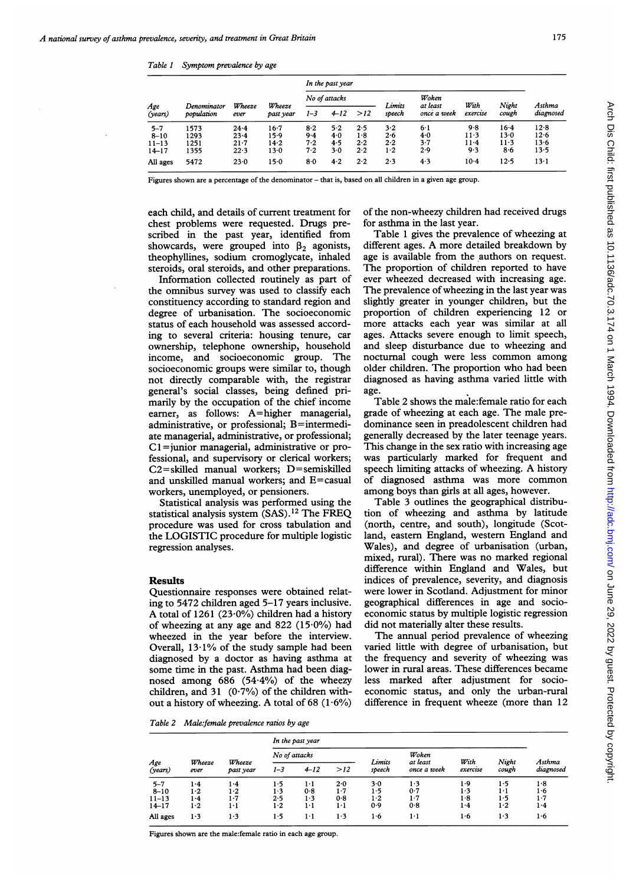*Table 1 Symptom prevalence by age*

| Age (years) | Denominator population | Wheeze ever | Wheeze past year | In the past year: No of attacks 1–3 | 4–12 | >12 | Limits speech | Woken at least once a week | With exercise | Night cough | Asthma diagnosed |
|---|---|---|---|---|---|---|---|---|---|---|---|
| 5–7 | 1573 | 24·4 | 16·7 | 8·2 | 5·2 | 2·5 | 3·2 | 6·1 | 9·8 | 16·4 | 12·8 |
| 8–10 | 1293 | 23·4 | 15·9 | 9·4 | 4·0 | 1·8 | 2·6 | 4·0 | 11·3 | 13·0 | 12·6 |
| 11–13 | 1251 | 21·7 | 14·2 | 7·2 | 4·5 | 2·2 | 2·2 | 3·7 | 11·4 | 11·3 | 13·6 |
| 14–17 | 1355 | 22·3 | 13·0 | 7·2 | 3·0 | 2·2 | 1·2 | 2·9 | 9·3 | 8·6 | 13·5 |
| All ages | 5472 | 23·0 | 15·0 | 8·0 | 4·2 | 2·2 | 2·3 | 4·3 | 10·4 | 12·5 | 13·1 |

Figures shown are a percentage of the denominator – that is, based on all children in a given age group.

each child, and details of current treatment for chest problems were requested. Drugs prescribed in the past year, identified from showcards, were grouped into $\beta_2$ agonists, theophyllines, sodium cromoglycate, inhaled steroids, oral steroids, and other preparations.

Information collected routinely as part of the omnibus survey was used to classify each constituency according to standard region and degree of urbanisation. The socioeconomic status of each household was assessed according to several criteria: housing tenure, car ownership, telephone ownership, household income, and socioeconomic group. The socioeconomic groups were similar to, though not directly comparable with, the registrar general's social classes, being defined primarily by the occupation of the chief income earner, as follows: A=higher managerial, administrative, or professional; B=intermediate managerial, administrative, or professional; C1=junior managerial, administrative or professional, and supervisory or clerical workers; C2=skilled manual workers; D=semiskilled and unskilled manual workers; and E=casual workers, unemployed, or pensioners.

Statistical analysis was performed using the statistical analysis system (SAS).[12] The FREQ procedure was used for cross tabulation and the LOGISTIC procedure for multiple logistic regression analyses.

## Results

Questionnaire responses were obtained relating to 5472 children aged 5–17 years inclusive. A total of 1261 (23·0%) children had a history of wheezing at any age and 822 (15·0%) had wheezed in the year before the interview. Overall, 13·1% of the study sample had been diagnosed by a doctor as having asthma at some time in the past. Asthma had been diagnosed among 686 (54·4%) of the wheezy children, and 31 (0·7%) of the children without a history of wheezing. A total of 68 (1·6%) of the non-wheezy children had received drugs for asthma in the last year.

Table 1 gives the prevalence of wheezing at different ages. A more detailed breakdown by age is available from the authors on request. The proportion of children reported to have ever wheezed decreased with increasing age. The prevalence of wheezing in the last year was slightly greater in younger children, but the proportion of children experiencing 12 or more attacks each year was similar at all ages. Attacks severe enough to limit speech, and sleep disturbance due to wheezing and nocturnal cough were less common among older children. The proportion who had been diagnosed as having asthma varied little with age.

Table 2 shows the male:female ratio for each grade of wheezing at each age. The male predominance seen in preadolescent children had generally decreased by the later teenage years. This change in the sex ratio with increasing age was particularly marked for frequent and speech limiting attacks of wheezing. A history of diagnosed asthma was more common among boys than girls at all ages, however.

Table 3 outlines the geographical distribution of wheezing and asthma by latitude (north, centre, and south), longitude (Scotland, eastern England, western England and Wales), and degree of urbanisation (urban, mixed, rural). There was no marked regional difference within England and Wales, but indices of prevalence, severity, and diagnosis were lower in Scotland. Adjustment for minor geographical differences in age and socioeconomic status by multiple logistic regression did not materially alter these results.

The annual period prevalence of wheezing varied little with degree of urbanisation, but the frequency and severity of wheezing was lower in rural areas. These differences became less marked after adjustment for socioeconomic status, and only the urban-rural difference in frequent wheeze (more than 12

*Table 2 Male:female prevalence ratios by age*

| Age (years) | Wheeze ever | Wheeze past year | In the past year: No of attacks 1–3 | 4–12 | >12 | Limits speech | Woken at least once a week | With exercise | Night cough | Asthma diagnosed |
|---|---|---|---|---|---|---|---|---|---|---|
| 5–7 | 1·4 | 1·4 | 1·5 | 1·1 | 2·0 | 3·0 | 1·3 | 1·9 | 1·5 | 1·8 |
| 8–10 | 1·2 | 1·2 | 1·3 | 0·8 | 1·7 | 1·5 | 0·7 | 1·3 | 1·1 | 1·6 |
| 11–13 | 1·4 | 1·7 | 2·5 | 1·3 | 0·8 | 1·2 | 1·7 | 1·8 | 1·5 | 1·7 |
| 14–17 | 1·2 | 1·1 | 1·2 | 1·1 | 1·1 | 0·9 | 0·8 | 1·4 | 1·2 | 1·4 |
| All ages | 1·3 | 1·3 | 1·5 | 1·1 | 1·3 | 1·6 | 1·1 | 1·6 | 1·3 | 1·6 |

Figures shown are the male:female ratio in each age group.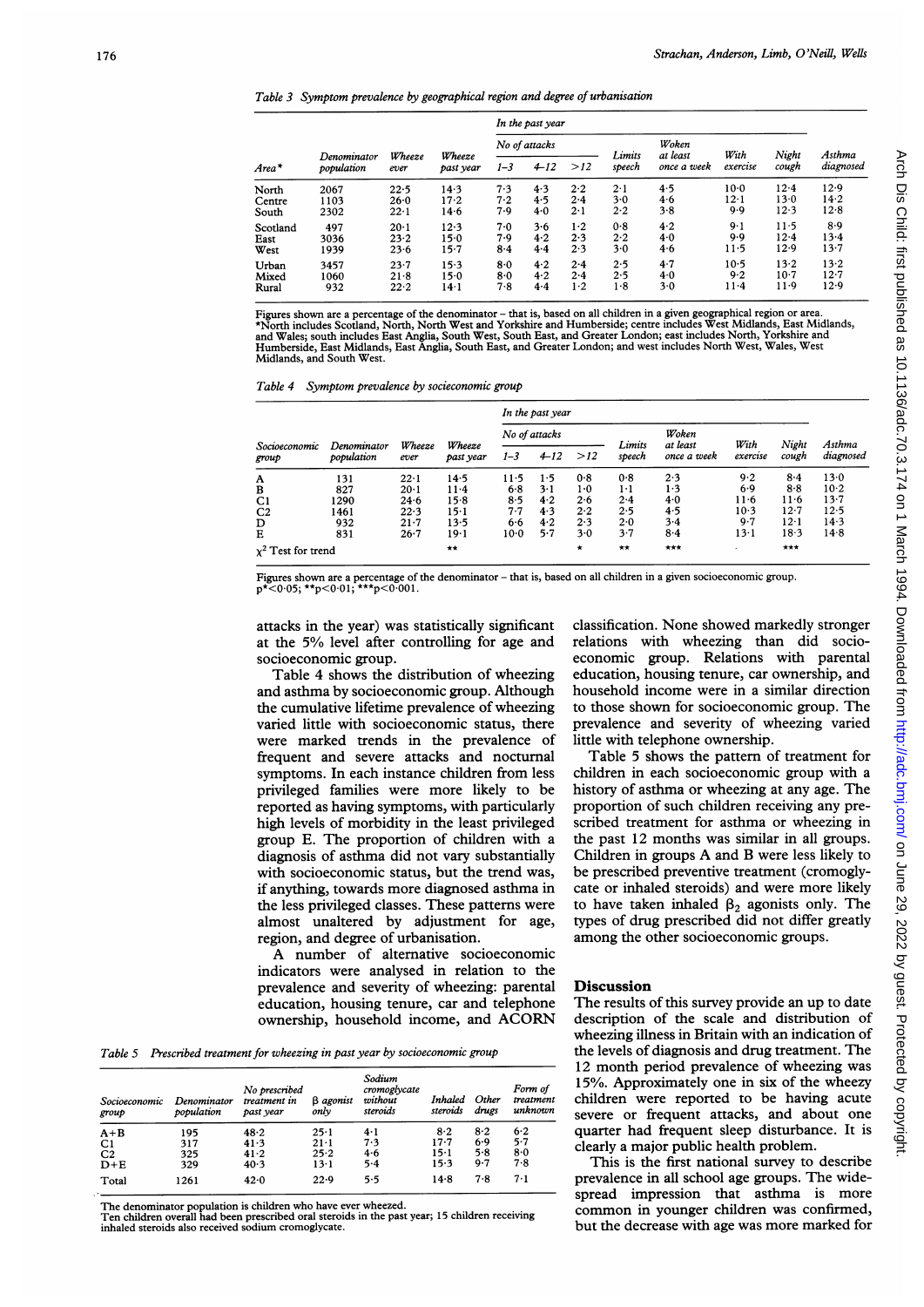*Table 3 Symptom prevalence by geographical region and degree of urbanisation*

| Area* | Denominator population | Wheeze ever | Wheeze past year | In the past year | | | | | | | | |
|---|---|---|---|---|---|---|---|---|---|---|---|---|
| | | | | No of attacks | | | Limits speech | Woken at least once a week | With exercise | Night cough | Asthma diagnosed |
| | | | | 1–3 | 4–12 | >12 | | | | | |
| North | 2067 | 22·5 | 14·3 | 7·3 | 4·3 | 2·2 | 2·1 | 4·5 | 10·0 | 12·4 | 12·9 |
| Centre | 1103 | 26·0 | 17·2 | 7·2 | 4·5 | 2·4 | 3·0 | 4·6 | 12·1 | 13·0 | 14·2 |
| South | 2302 | 22·1 | 14·6 | 7·9 | 4·0 | 2·1 | 2·2 | 3·8 | 9·9 | 12·3 | 12·8 |
| Scotland | 497 | 20·1 | 12·3 | 7·0 | 3·6 | 1·2 | 0·8 | 4·2 | 9·1 | 11·5 | 8·9 |
| East | 3036 | 23·2 | 15·0 | 7·9 | 4·2 | 2·3 | 2·2 | 4·0 | 9·9 | 12·4 | 13·4 |
| West | 1939 | 23·6 | 15·7 | 8·4 | 4·4 | 2·3 | 3·0 | 4·6 | 11·5 | 12·9 | 13·7 |
| Urban | 3457 | 23·7 | 15·3 | 8·0 | 4·2 | 2·4 | 2·5 | 4·7 | 10·5 | 13·2 | 13·2 |
| Mixed | 1060 | 21·8 | 15·0 | 8·0 | 4·2 | 2·4 | 2·5 | 4·0 | 9·2 | 10·7 | 12·7 |
| Rural | 932 | 22·2 | 14·1 | 7·8 | 4·4 | 1·2 | 1·8 | 3·0 | 11·4 | 11·9 | 12·9 |

Figures shown are a percentage of the denominator – that is, based on all children in a given geographical region or area.
*North includes Scotland, North, North West and Yorkshire and Humberside; centre includes West Midlands, East Midlands, and Wales; south includes East Anglia, South West, South East, and Greater London; east includes North, Yorkshire and Humberside, East Midlands, East Anglia, South East, and Greater London; and west includes North West, Wales, West Midlands, and South West.

*Table 4 Symptom prevalence by socioeconomic group*

| Socioeconomic group | Denominator population | Wheeze ever | Wheeze past year | In the past year | | | | | | | |
|---|---|---|---|---|---|---|---|---|---|---|---|
| | | | | No of attacks | | | Limits speech | Woken at least once a week | With exercise | Night cough | Asthma diagnosed |
| | | | | 1–3 | 4–12 | >12 | | | | | |
| A | 131 | 22·1 | 14·5 | 11·5 | 1·5 | 0·8 | 0·8 | 2·3 | 9·2 | 8·4 | 13·0 |
| B | 827 | 20·1 | 11·4 | 6·8 | 3·1 | 1·0 | 1·1 | 1·3 | 6·9 | 8·8 | 10·2 |
| C1 | 1290 | 24·6 | 15·8 | 8·5 | 4·2 | 2·6 | 2·4 | 4·0 | 11·6 | 11·6 | 13·7 |
| C2 | 1461 | 22·3 | 15·1 | 7·7 | 4·3 | 2·2 | 2·5 | 4·5 | 10·3 | 12·7 | 12·5 |
| D | 932 | 21·7 | 13·5 | 6·6 | 4·2 | 2·3 | 2·0 | 3·4 | 9·7 | 12·1 | 14·3 |
| E | 831 | 26·7 | 19·1 | 10·0 | 5·7 | 3·0 | 3·7 | 8·4 | 13·1 | 18·3 | 14·8 |
| $\chi^2$ Test for trend | | | ** | | | * | ** | *** | · | *** | |

Figures shown are a percentage of the denominator – that is, based on all children in a given socioeconomic group.
$p^*<0{\cdot}05$; $^{**}p<0{\cdot}01$; $^{***}p<0{\cdot}001$.

attacks in the year) was statistically significant at the 5% level after controlling for age and socioeconomic group.

Table 4 shows the distribution of wheezing and asthma by socioeconomic group. Although the cumulative lifetime prevalence of wheezing varied little with socioeconomic status, there were marked trends in the prevalence of frequent and severe attacks and nocturnal symptoms. In each instance children from less privileged families were more likely to be reported as having symptoms, with particularly high levels of morbidity in the least privileged group E. The proportion of children with a diagnosis of asthma did not vary substantially with socioeconomic status, but the trend was, if anything, towards more diagnosed asthma in the less privileged classes. These patterns were almost unaltered by adjustment for age, region, and degree of urbanisation.

A number of alternative socioeconomic indicators were analysed in relation to the prevalence and severity of wheezing: parental education, housing tenure, car and telephone ownership, household income, and ACORN classification. None showed markedly stronger relations with wheezing than did socioeconomic group. Relations with parental education, housing tenure, car ownership, and household income were in a similar direction to those shown for socioeconomic group. The prevalence and severity of wheezing varied little with telephone ownership.

Table 5 shows the pattern of treatment for children in each socioeconomic group with a history of asthma or wheezing at any age. The proportion of such children receiving any prescribed treatment for asthma or wheezing in the past 12 months was similar in all groups. Children in groups A and B were less likely to be prescribed preventive treatment (cromoglycate or inhaled steroids) and were more likely to have taken inhaled $\beta_2$ agonists only. The types of drug prescribed did not differ greatly among the other socioeconomic groups.

*Table 5 Prescribed treatment for wheezing in past year by socioeconomic group*

| Socioeconomic group | Denominator population | No prescribed treatment in past year | β agonist only | Sodium cromoglycate without steroids | Inhaled steroids | Other drugs | Form of treatment unknown |
|---|---|---|---|---|---|---|---|
| A+B | 195 | 48·2 | 25·1 | 4·1 | 8·2 | 8·2 | 6·2 |
| C1 | 317 | 41·3 | 21·1 | 7·3 | 17·7 | 6·9 | 5·7 |
| C2 | 325 | 41·2 | 25·2 | 4·6 | 15·1 | 5·8 | 8·0 |
| D+E | 329 | 40·3 | 13·1 | 5·4 | 15·3 | 9·7 | 7·8 |
| Total | 1261 | 42·0 | 22·9 | 5·5 | 14·8 | 7·8 | 7·1 |

The denominator population is children who have ever wheezed.
Ten children overall had been prescribed oral steroids in the past year; 15 children receiving inhaled steroids also received sodium cromoglycate.

## Discussion

The results of this survey provide an up to date description of the scale and distribution of wheezing illness in Britain with an indication of the levels of diagnosis and drug treatment. The 12 month period prevalence of wheezing was 15%. Approximately one in six of the wheezy children were reported to be having acute severe or frequent attacks, and about one quarter had frequent sleep disturbance. It is clearly a major public health problem.

This is the first national survey to describe prevalence in all school age groups. The widespread impression that asthma is more common in younger children was confirmed, but the decrease with age was more marked for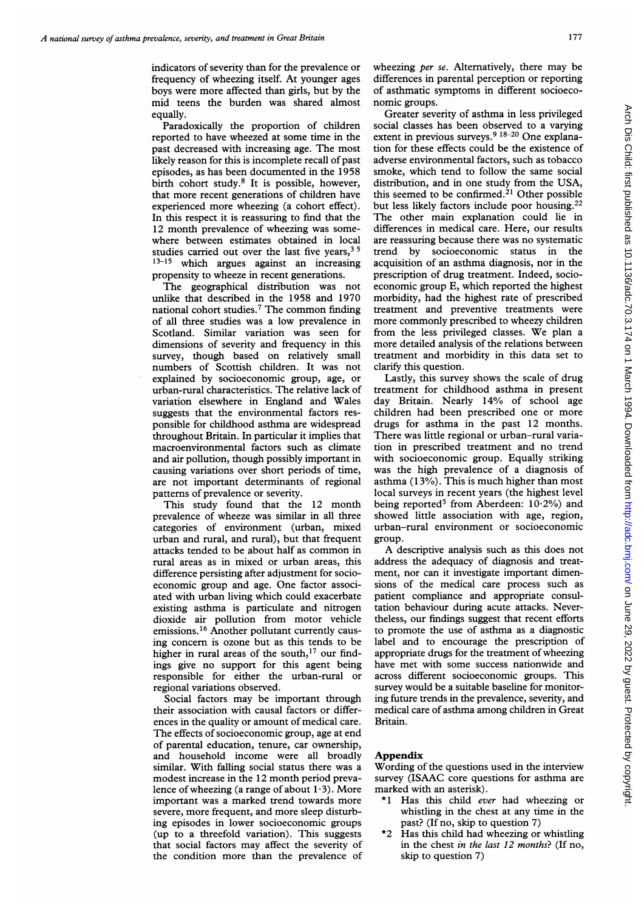indicators of severity than for the prevalence or frequency of wheezing itself. At younger ages boys were more affected than girls, but by the mid teens the burden was shared almost equally.

Paradoxically the proportion of children reported to have wheezed at some time in the past decreased with increasing age. The most likely reason for this is incomplete recall of past episodes, as has been documented in the 1958 birth cohort study.[8] It is possible, however, that more recent generations of children have experienced more wheezing (a cohort effect). In this respect it is reassuring to find that the 12 month prevalence of wheezing was somewhere between estimates obtained in local studies carried out over the last five years,[3 5 13–15] which argues against an increasing propensity to wheeze in recent generations.

The geographical distribution was not unlike that described in the 1958 and 1970 national cohort studies.[7] The common finding of all three studies was a low prevalence in Scotland. Similar variation was seen for dimensions of severity and frequency in this survey, though based on relatively small numbers of Scottish children. It was not explained by socioeconomic group, age, or urban-rural characteristics. The relative lack of variation elsewhere in England and Wales suggests that the environmental factors responsible for childhood asthma are widespread throughout Britain. In particular it implies that macroenvironmental factors such as climate and air pollution, though possibly important in causing variations over short periods of time, are not important determinants of regional patterns of prevalence or severity.

This study found that the 12 month prevalence of wheeze was similar in all three categories of environment (urban, mixed urban and rural, and rural), but that frequent attacks tended to be about half as common in rural areas as in mixed or urban areas, this difference persisting after adjustment for socioeconomic group and age. One factor associated with urban living which could exacerbate existing asthma is particulate and nitrogen dioxide air pollution from motor vehicle emissions.[16] Another pollutant currently causing concern is ozone but as this tends to be higher in rural areas of the south,[17] our findings give no support for this agent being responsible for either the urban-rural or regional variations observed.

Social factors may be important through their association with causal factors or differences in the quality or amount of medical care. The effects of socioeconomic group, age at end of parental education, tenure, car ownership, and household income were all broadly similar. With falling social status there was a modest increase in the 12 month period prevalence of wheezing (a range of about 1·3). More important was a marked trend towards more severe, more frequent, and more sleep disturbing episodes in lower socioeconomic groups (up to a threefold variation). This suggests that social factors may affect the severity of the condition more than the prevalence of wheezing *per se*. Alternatively, there may be differences in parental perception or reporting of asthmatic symptoms in different socioeconomic groups.

Greater severity of asthma in less privileged social classes has been observed to a varying extent in previous surveys.[9 18–20] One explanation for these effects could be the existence of adverse environmental factors, such as tobacco smoke, which tend to follow the same social distribution, and in one study from the USA, this seemed to be confirmed.[21] Other possible but less likely factors include poor housing.[22] The other main explanation could lie in differences in medical care. Here, our results are reassuring because there was no systematic trend by socioeconomic status in the acquisition of an asthma diagnosis, nor in the prescription of drug treatment. Indeed, socioeconomic group E, which reported the highest morbidity, had the highest rate of prescribed treatment and preventive treatments were more commonly prescribed to wheezy children from the less privileged classes. We plan a more detailed analysis of the relations between treatment and morbidity in this data set to clarify this question.

Lastly, this survey shows the scale of drug treatment for childhood asthma in present day Britain. Nearly 14% of school age children had been prescribed one or more drugs for asthma in the past 12 months. There was little regional or urban–rural variation in prescribed treatment and no trend with socioeconomic group. Equally striking was the high prevalence of a diagnosis of asthma (13%). This is much higher than most local surveys in recent years (the highest level being reported[5] from Aberdeen: 10·2%) and showed little association with age, region, urban–rural environment or socioeconomic group.

A descriptive analysis such as this does not address the adequacy of diagnosis and treatment, nor can it investigate important dimensions of the medical care process such as patient compliance and appropriate consultation behaviour during acute attacks. Nevertheless, our findings suggest that recent efforts to promote the use of asthma as a diagnostic label and to encourage the prescription of appropriate drugs for the treatment of wheezing have met with some success nationwide and across different socioeconomic groups. This survey would be a suitable baseline for monitoring future trends in the prevalence, severity, and medical care of asthma among children in Great Britain.

## Appendix

Wording of the questions used in the interview survey (ISAAC core questions for asthma are marked with an asterisk).

*1 Has this child *ever* had wheezing or whistling in the chest at any time in the past? (If no, skip to question 7)

*2 Has this child had wheezing or whistling in the chest *in the last 12 months*? (If no, skip to question 7)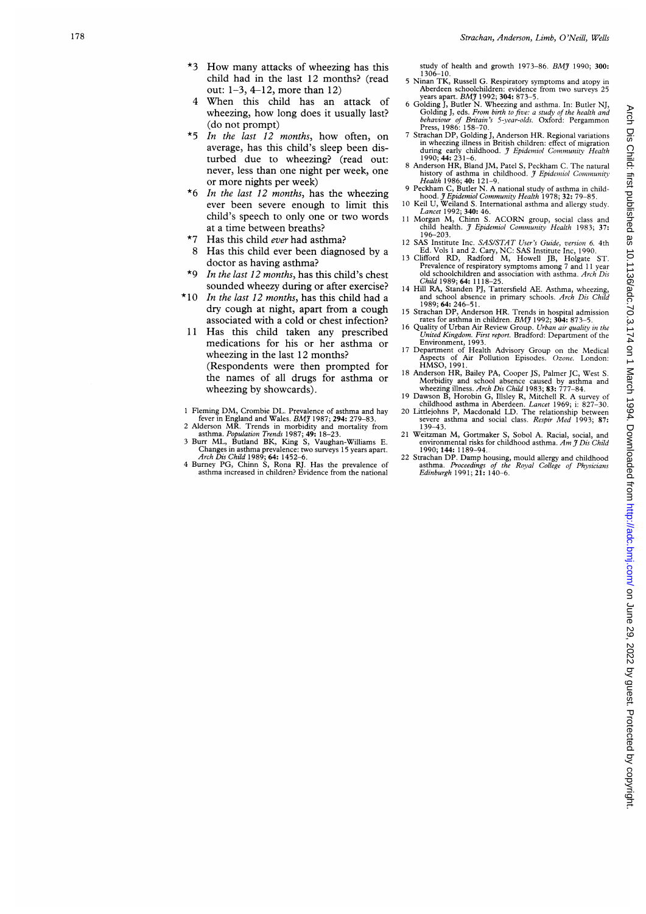*3 How many attacks of wheezing has this child had in the last 12 months? (read out: 1–3, 4–12, more than 12)

4 When this child has an attack of wheezing, how long does it usually last? (do not prompt)

*5 *In the last 12 months*, how often, on average, has this child's sleep been disturbed due to wheezing? (read out: never, less than one night per week, one or more nights per week)

*6 *In the last 12 months*, has the wheezing ever been severe enough to limit this child's speech to only one or two words at a time between breaths?

*7 Has this child *ever* had asthma?

8 Has this child ever been diagnosed by a doctor as having asthma?

*9 *In the last 12 months*, has this child's chest sounded wheezy during or after exercise?

*10 *In the last 12 months*, has this child had a dry cough at night, apart from a cough associated with a cold or chest infection?

11 Has this child taken any prescribed medications for his or her asthma or wheezing in the last 12 months? (Respondents were then prompted for the names of all drugs for asthma or wheezing by showcards).

1 Fleming DM, Crombie DL. Prevalence of asthma and hay fever in England and Wales. *BMJ* 1987; **294:** 279–83.
2 Alderson MR. Trends in morbidity and mortality from asthma. *Population Trends* 1987; **49:** 18–23.
3 Burr ML, Butland BK, King S, Vaughan-Williams E. Changes in asthma prevalence: two surveys 15 years apart. *Arch Dis Child* 1989; **64:** 1452–6.
4 Burney PG, Chinn S, Rona RJ. Has the prevalence of asthma increased in children? Evidence from the national study of health and growth 1973–86. *BMJ* 1990; **300:** 1306–10.
5 Ninan TK, Russell G. Respiratory symptoms and atopy in Aberdeen schoolchildren: evidence from two surveys 25 years apart. *BMJ* 1992; **304:** 873–5.
6 Golding J, Butler N. Wheezing and asthma. In: Butler NJ, Golding J, eds. *From birth to five: a study of the health and behaviour of Britain's 5-year-olds.* Oxford: Pergammon Press, 1986: 158–70.
7 Strachan DP, Golding J, Anderson HR. Regional variations in wheezing illness in British children: effect of migration during early childhood. *J Epidemiol Community Health* 1990; **44:** 231–6.
8 Anderson HR, Bland JM, Patel S, Peckham C. The natural history of asthma in childhood. *J Epidemiol Community Health* 1986; **40:** 121–9.
9 Peckham C, Butler N. A national study of asthma in childhood. *J Epidemiol Community Health* 1978; **32:** 79–85.
10 Keil U, Weiland S. International asthma and allergy study. *Lancet* 1992; **340:** 46.
11 Morgan M, Chinn S. ACORN group, social class and child health. *J Epidemiol Community Health* 1983; **37:** 196–203.
12 SAS Institute Inc. *SAS/STAT User's Guide, version 6.* 4th Ed. Vols 1 and 2. Cary, NC: SAS Institute Inc, 1990.
13 Clifford RD, Radford M, Howell JB, Holgate ST. Prevalence of respiratory symptoms among 7 and 11 year old schoolchildren and association with asthma. *Arch Dis Child* 1989; **64:** 1118–25.
14 Hill RA, Standen PJ, Tattersfield AE. Asthma, wheezing, and school absence in primary schools. *Arch Dis Child* 1989; **64:** 246–51.
15 Strachan DP, Anderson HR. Trends in hospital admission rates for asthma in children. *BMJ* 1992; **304:** 873–5.
16 Quality of Urban Air Review Group. *Urban air quality in the United Kingdom. First report.* Bradford: Department of the Environment, 1993.
17 Department of Health Advisory Group on the Medical Aspects of Air Pollution Episodes. *Ozone.* London: HMSO, 1991.
18 Anderson HR, Bailey PA, Cooper JS, Palmer JC, West S. Morbidity and school absence caused by asthma and wheezing illness. *Arch Dis Child* 1983; **83:** 777–84.
19 Dawson B, Horobin G, Illsley R, Mitchell R. A survey of childhood asthma in Aberdeen. *Lancet* 1969; **i:** 827–30.
20 Littlejohns P, Macdonald LD. The relationship between severe asthma and social class. *Respir Med* 1993; **87:** 139–43.
21 Weitzman M, Gortmaker S, Sobol A. Racial, social, and environmental risks for childhood asthma. *Am J Dis Child* 1990; **144:** 1189–94.
22 Strachan DP. Damp housing, mould allergy and childhood asthma. *Proceedings of the Royal College of Physicians Edinburgh* 1991; **21:** 140–6.